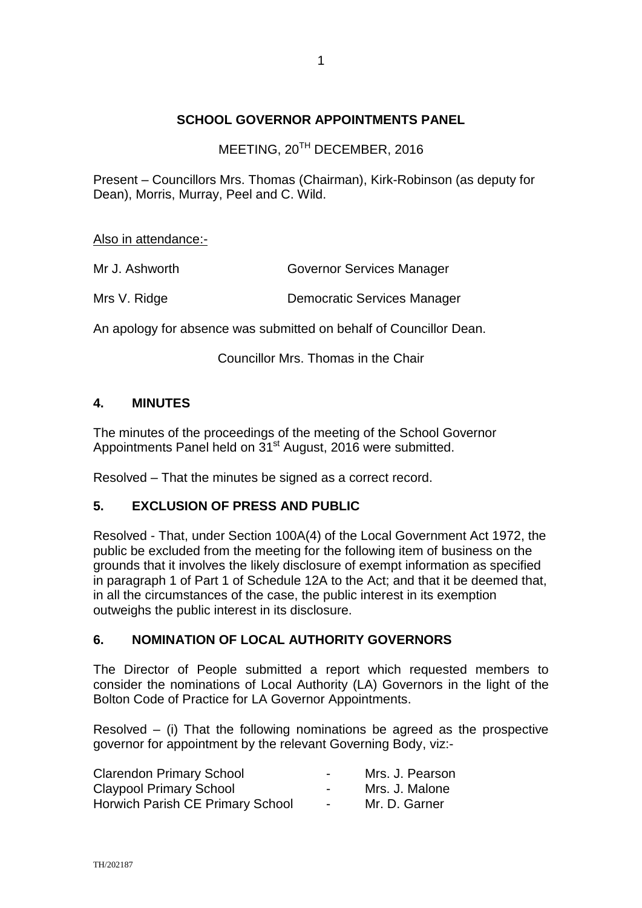# SCHOOL GOVERNOR APPOINTMENTS PANEL

MEETING, 20TH DECEMBER, 2016

Present – Councillors Mrs. Thomas (Chairman), Kirk-Robinson (as deputy for Dean), Morris, Murray, Peel and C. Wild.

Also in attendance:-

| | |
|---|---|
| Mr J. Ashworth | Governor Services Manager |
| Mrs V. Ridge | Democratic Services Manager |

An apology for absence was submitted on behalf of Councillor Dean.

Councillor Mrs. Thomas in the Chair

## 4. MINUTES

The minutes of the proceedings of the meeting of the School Governor Appointments Panel held on 31st August, 2016 were submitted.

Resolved – That the minutes be signed as a correct record.

## 5. EXCLUSION OF PRESS AND PUBLIC

Resolved - That, under Section 100A(4) of the Local Government Act 1972, the public be excluded from the meeting for the following item of business on the grounds that it involves the likely disclosure of exempt information as specified in paragraph 1 of Part 1 of Schedule 12A to the Act; and that it be deemed that, in all the circumstances of the case, the public interest in its exemption outweighs the public interest in its disclosure.

## 6. NOMINATION OF LOCAL AUTHORITY GOVERNORS

The Director of People submitted a report which requested members to consider the nominations of Local Authority (LA) Governors in the light of the Bolton Code of Practice for LA Governor Appointments.

Resolved – (i) That the following nominations be agreed as the prospective governor for appointment by the relevant Governing Body, viz:-

| | | |
|---|---|---|
| Clarendon Primary School | - | Mrs. J. Pearson |
| Claypool Primary School | - | Mrs. J. Malone |
| Horwich Parish CE Primary School | - | Mr. D. Garner |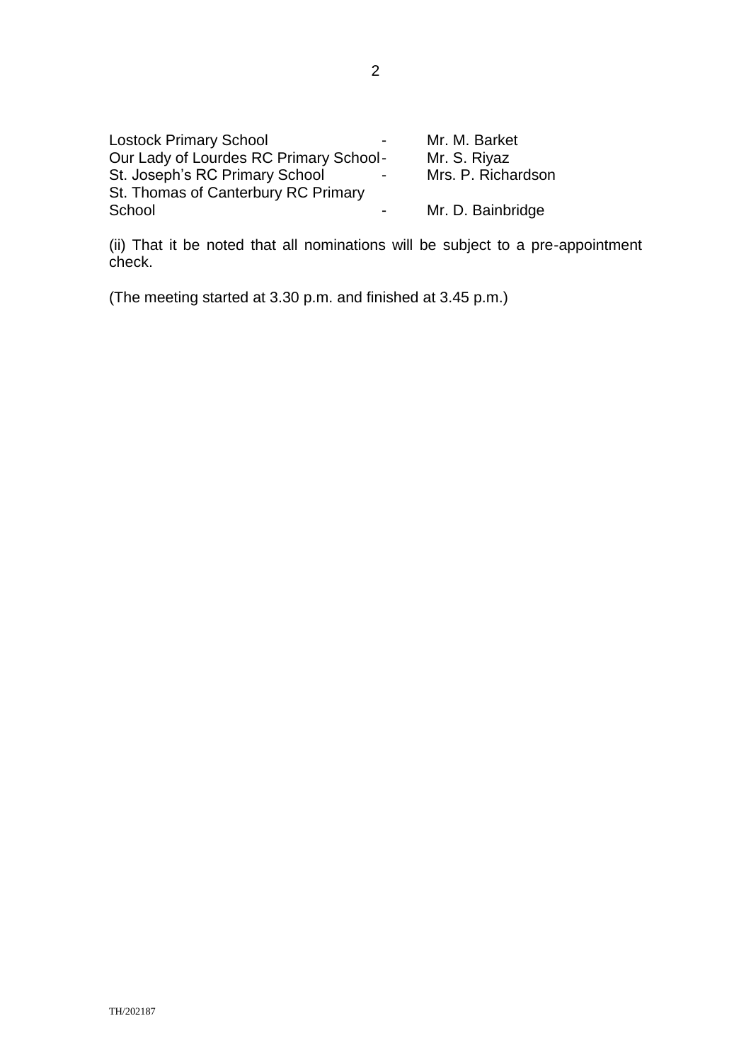| | | |
|---|---|---|
| Lostock Primary School | - | Mr. M. Barket |
| Our Lady of Lourdes RC Primary School | - | Mr. S. Riyaz |
| St. Joseph's RC Primary School | - | Mrs. P. Richardson |
| St. Thomas of Canterbury RC Primary School | - | Mr. D. Bainbridge |

(ii) That it be noted that all nominations will be subject to a pre-appointment check.

(The meeting started at 3.30 p.m. and finished at 3.45 p.m.)

TH/202187